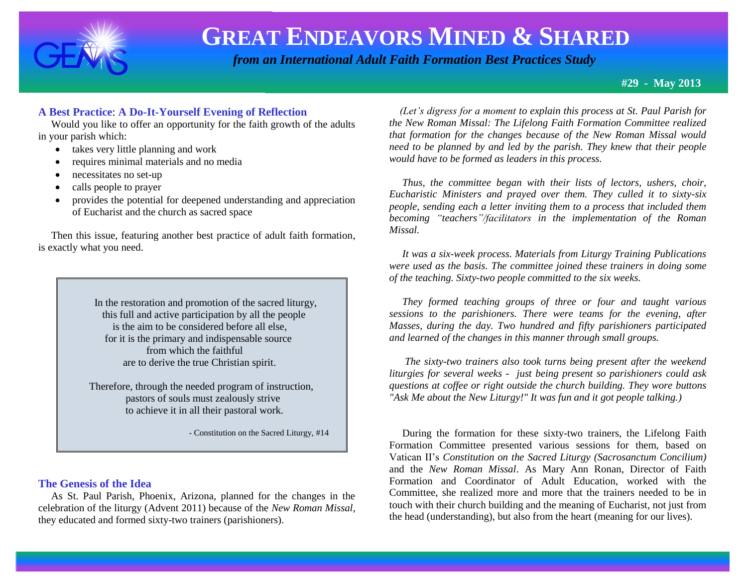# GREAT ENDEAVORS MINED & SHARED

*from an International Adult Faith Formation Best Practices Study*

**#29 - May 2013**

## A Best Practice: A Do-It-Yourself Evening of Reflection

Would you like to offer an opportunity for the faith growth of the adults in your parish which:

- takes very little planning and work
- requires minimal materials and no media
- necessitates no set-up
- calls people to prayer
- provides the potential for deepened understanding and appreciation of Eucharist and the church as sacred space

Then this issue, featuring another best practice of adult faith formation, is exactly what you need.

> In the restoration and promotion of the sacred liturgy,
> this full and active participation by all the people
> is the aim to be considered before all else,
> for it is the primary and indispensable source
> from which the faithful
> are to derive the true Christian spirit.
>
> Therefore, through the needed program of instruction,
> pastors of souls must zealously strive
> to achieve it in all their pastoral work.
>
> - Constitution on the Sacred Liturgy, #14

## The Genesis of the Idea

As St. Paul Parish, Phoenix, Arizona, planned for the changes in the celebration of the liturgy (Advent 2011) because of the *New Roman Missal*, they educated and formed sixty-two trainers (parishioners).

*(Let's digress for a moment to explain this process at St. Paul Parish for the New Roman Missal: The Lifelong Faith Formation Committee realized that formation for the changes because of the New Roman Missal would need to be planned by and led by the parish. They knew that their people would have to be formed as leaders in this process.*

*Thus, the committee began with their lists of lectors, ushers, choir, Eucharistic Ministers and prayed over them. They culled it to sixty-six people, sending each a letter inviting them to a process that included them becoming "teachers"/facilitators in the implementation of the Roman Missal.*

*It was a six-week process. Materials from Liturgy Training Publications were used as the basis. The committee joined these trainers in doing some of the teaching. Sixty-two people committed to the six weeks.*

*They formed teaching groups of three or four and taught various sessions to the parishioners. There were teams for the evening, after Masses, during the day. Two hundred and fifty parishioners participated and learned of the changes in this manner through small groups.*

*The sixty-two trainers also took turns being present after the weekend liturgies for several weeks - just being present so parishioners could ask questions at coffee or right outside the church building. They wore buttons "Ask Me about the New Liturgy!" It was fun and it got people talking.)*

During the formation for these sixty-two trainers, the Lifelong Faith Formation Committee presented various sessions for them, based on Vatican II's *Constitution on the Sacred Liturgy (Sacrosanctum Concilium)* and the *New Roman Missal*. As Mary Ann Ronan, Director of Faith Formation and Coordinator of Adult Education, worked with the Committee, she realized more and more that the trainers needed to be in touch with their church building and the meaning of Eucharist, not just from the head (understanding), but also from the heart (meaning for our lives).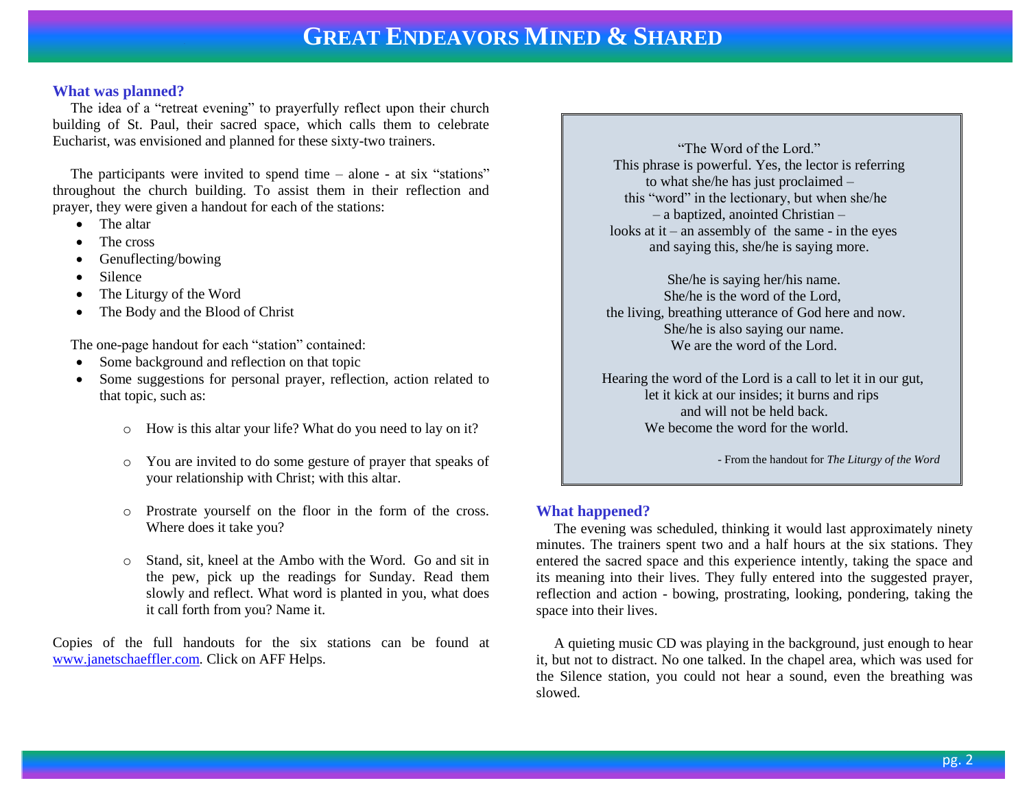### What was planned?

The idea of a "retreat evening" to prayerfully reflect upon their church building of St. Paul, their sacred space, which calls them to celebrate Eucharist, was envisioned and planned for these sixty-two trainers.

The participants were invited to spend time – alone - at six "stations" throughout the church building. To assist them in their reflection and prayer, they were given a handout for each of the stations:

- The altar
- The cross
- Genuflecting/bowing
- Silence
- The Liturgy of the Word
- The Body and the Blood of Christ

The one-page handout for each "station" contained:

- Some background and reflection on that topic
- Some suggestions for personal prayer, reflection, action related to that topic, such as:
    - How is this altar your life? What do you need to lay on it?
    - You are invited to do some gesture of prayer that speaks of your relationship with Christ; with this altar.
    - Prostrate yourself on the floor in the form of the cross. Where does it take you?
    - Stand, sit, kneel at the Ambo with the Word. Go and sit in the pew, pick up the readings for Sunday. Read them slowly and reflect. What word is planted in you, what does it call forth from you? Name it.

Copies of the full handouts for the six stations can be found at www.janetschaeffler.com. Click on AFF Helps.

> "The Word of the Lord."
> This phrase is powerful. Yes, the lector is referring
> to what she/he has just proclaimed –
> this "word" in the lectionary, but when she/he
> – a baptized, anointed Christian –
> looks at it – an assembly of the same - in the eyes
> and saying this, she/he is saying more.
>
> She/he is saying her/his name.
> She/he is the word of the Lord,
> the living, breathing utterance of God here and now.
> She/he is also saying our name.
> We are the word of the Lord.
>
> Hearing the word of the Lord is a call to let it in our gut,
> let it kick at our insides; it burns and rips
> and will not be held back.
> We become the word for the world.
>
> - From the handout for *The Liturgy of the Word*

### What happened?

The evening was scheduled, thinking it would last approximately ninety minutes. The trainers spent two and a half hours at the six stations. They entered the sacred space and this experience intently, taking the space and its meaning into their lives. They fully entered into the suggested prayer, reflection and action - bowing, prostrating, looking, pondering, taking the space into their lives.

A quieting music CD was playing in the background, just enough to hear it, but not to distract. No one talked. In the chapel area, which was used for the Silence station, you could not hear a sound, even the breathing was slowed.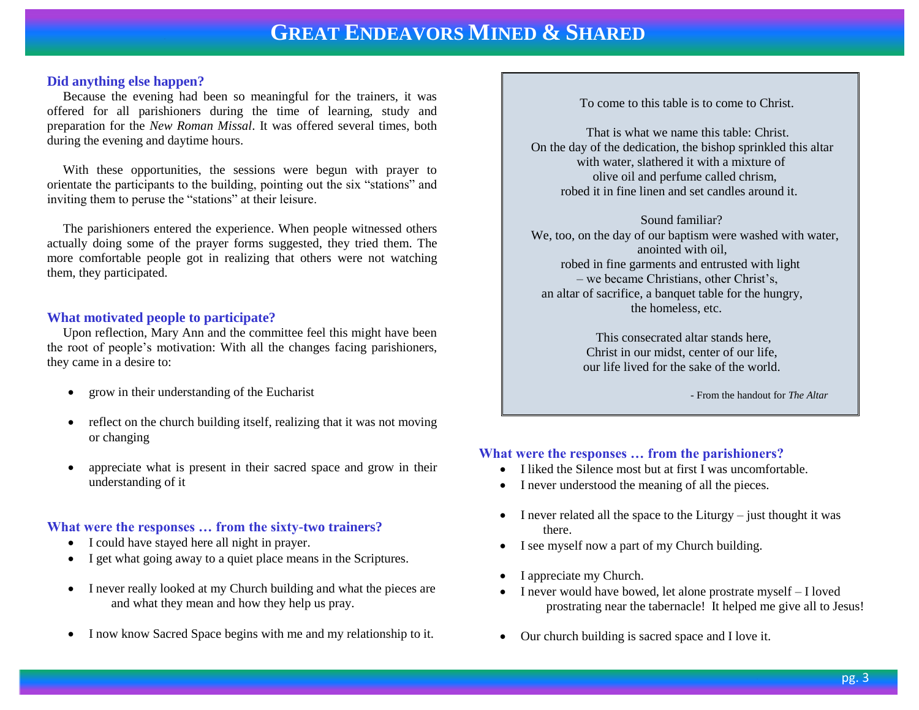## Did anything else happen?

Because the evening had been so meaningful for the trainers, it was offered for all parishioners during the time of learning, study and preparation for the *New Roman Missal*. It was offered several times, both during the evening and daytime hours.

With these opportunities, the sessions were begun with prayer to orientate the participants to the building, pointing out the six "stations" and inviting them to peruse the "stations" at their leisure.

The parishioners entered the experience. When people witnessed others actually doing some of the prayer forms suggested, they tried them. The more comfortable people got in realizing that others were not watching them, they participated.

## What motivated people to participate?

Upon reflection, Mary Ann and the committee feel this might have been the root of people's motivation: With all the changes facing parishioners, they came in a desire to:

- grow in their understanding of the Eucharist
- reflect on the church building itself, realizing that it was not moving or changing
- appreciate what is present in their sacred space and grow in their understanding of it

## What were the responses … from the sixty-two trainers?

- I could have stayed here all night in prayer.
- I get what going away to a quiet place means in the Scriptures.
- I never really looked at my Church building and what the pieces are and what they mean and how they help us pray.
- I now know Sacred Space begins with me and my relationship to it.

To come to this table is to come to Christ.

That is what we name this table: Christ.
On the day of the dedication, the bishop sprinkled this altar with water, slathered it with a mixture of olive oil and perfume called chrism, robed it in fine linen and set candles around it.

Sound familiar?
We, too, on the day of our baptism were washed with water, anointed with oil, robed in fine garments and entrusted with light – we became Christians, other Christ's, an altar of sacrifice, a banquet table for the hungry, the homeless, etc.

This consecrated altar stands here, Christ in our midst, center of our life, our life lived for the sake of the world.

\- From the handout for *The Altar*

## What were the responses … from the parishioners?

- I liked the Silence most but at first I was uncomfortable.
- I never understood the meaning of all the pieces.
- I never related all the space to the Liturgy – just thought it was there.
- I see myself now a part of my Church building.
- I appreciate my Church.
- I never would have bowed, let alone prostrate myself – I loved prostrating near the tabernacle! It helped me give all to Jesus!
- Our church building is sacred space and I love it.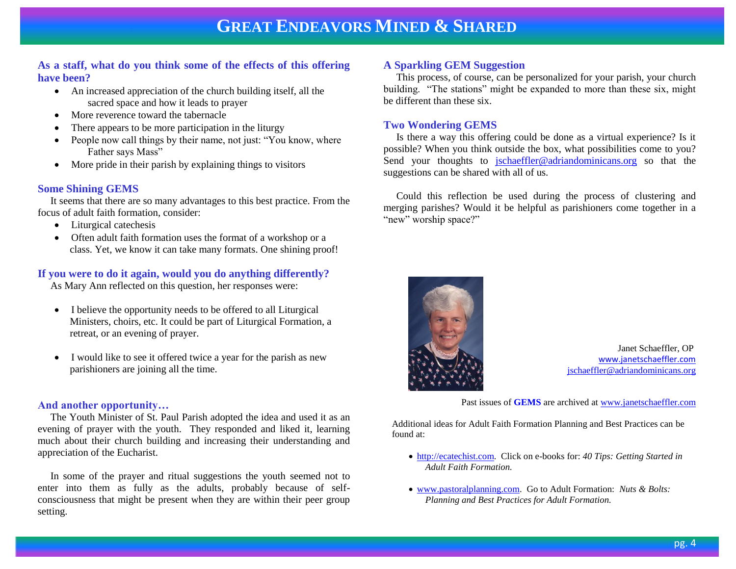### As a staff, what do you think some of the effects of this offering have been?

- An increased appreciation of the church building itself, all the sacred space and how it leads to prayer
- More reverence toward the tabernacle
- There appears to be more participation in the liturgy
- People now call things by their name, not just: "You know, where Father says Mass"
- More pride in their parish by explaining things to visitors

### Some Shining GEMS

It seems that there are so many advantages to this best practice. From the focus of adult faith formation, consider:

- Liturgical catechesis
- Often adult faith formation uses the format of a workshop or a class. Yet, we know it can take many formats. One shining proof!

### If you were to do it again, would you do anything differently?

As Mary Ann reflected on this question, her responses were:

- I believe the opportunity needs to be offered to all Liturgical Ministers, choirs, etc. It could be part of Liturgical Formation, a retreat, or an evening of prayer.
- I would like to see it offered twice a year for the parish as new parishioners are joining all the time.

### And another opportunity…

The Youth Minister of St. Paul Parish adopted the idea and used it as an evening of prayer with the youth. They responded and liked it, learning much about their church building and increasing their understanding and appreciation of the Eucharist.

In some of the prayer and ritual suggestions the youth seemed not to enter into them as fully as the adults, probably because of self-consciousness that might be present when they are within their peer group setting.

### A Sparkling GEM Suggestion

This process, of course, can be personalized for your parish, your church building. "The stations" might be expanded to more than these six, might be different than these six.

### Two Wondering GEMS

Is there a way this offering could be done as a virtual experience? Is it possible? When you think outside the box, what possibilities come to you? Send your thoughts to jschaeffler@adriandominicans.org so that the suggestions can be shared with all of us.

Could this reflection be used during the process of clustering and merging parishes? Would it be helpful as parishioners come together in a "new" worship space?"

Janet Schaeffler, OP
www.janetschaeffler.com
jschaeffler@adriandominicans.org

Past issues of **GEMS** are archived at www.janetschaeffler.com

Additional ideas for Adult Faith Formation Planning and Best Practices can be found at:

- http://ecatechist.com. Click on e-books for: *40 Tips: Getting Started in Adult Faith Formation.*
- www.pastoralplanning.com. Go to Adult Formation: *Nuts & Bolts: Planning and Best Practices for Adult Formation.*